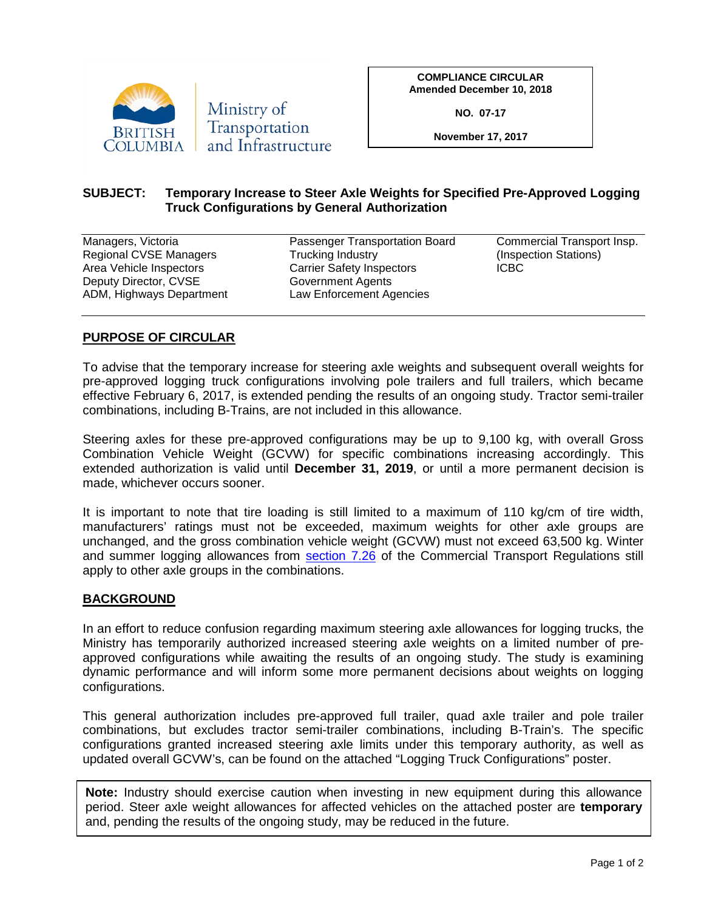Ministry of Transportation and Infrastructure

**COMPLIANCE CIRCULAR**
**Amended December 10, 2018**

**NO. 07-17**

**November 17, 2017**

**SUBJECT: Temporary Increase to Steer Axle Weights for Specified Pre-Approved Logging Truck Configurations by General Authorization**

| | | |
|---|---|---|
| Managers, Victoria | Passenger Transportation Board | Commercial Transport Insp. |
| Regional CVSE Managers | Trucking Industry | (Inspection Stations) |
| Area Vehicle Inspectors | Carrier Safety Inspectors | ICBC |
| Deputy Director, CVSE | Government Agents | |
| ADM, Highways Department | Law Enforcement Agencies | |

## PURPOSE OF CIRCULAR

To advise that the temporary increase for steering axle weights and subsequent overall weights for pre-approved logging truck configurations involving pole trailers and full trailers, which became effective February 6, 2017, is extended pending the results of an ongoing study. Tractor semi-trailer combinations, including B-Trains, are not included in this allowance.

Steering axles for these pre-approved configurations may be up to 9,100 kg, with overall Gross Combination Vehicle Weight (GCVW) for specific combinations increasing accordingly. This extended authorization is valid until **December 31, 2019**, or until a more permanent decision is made, whichever occurs sooner.

It is important to note that tire loading is still limited to a maximum of 110 kg/cm of tire width, manufacturers' ratings must not be exceeded, maximum weights for other axle groups are unchanged, and the gross combination vehicle weight (GCVW) must not exceed 63,500 kg. Winter and summer logging allowances from section 7.26 of the Commercial Transport Regulations still apply to other axle groups in the combinations.

## BACKGROUND

In an effort to reduce confusion regarding maximum steering axle allowances for logging trucks, the Ministry has temporarily authorized increased steering axle weights on a limited number of pre-approved configurations while awaiting the results of an ongoing study. The study is examining dynamic performance and will inform some more permanent decisions about weights on logging configurations.

This general authorization includes pre-approved full trailer, quad axle trailer and pole trailer combinations, but excludes tractor semi-trailer combinations, including B-Train's. The specific configurations granted increased steering axle limits under this temporary authority, as well as updated overall GCVW's, can be found on the attached "Logging Truck Configurations" poster.

**Note:** Industry should exercise caution when investing in new equipment during this allowance period. Steer axle weight allowances for affected vehicles on the attached poster are **temporary** and, pending the results of the ongoing study, may be reduced in the future.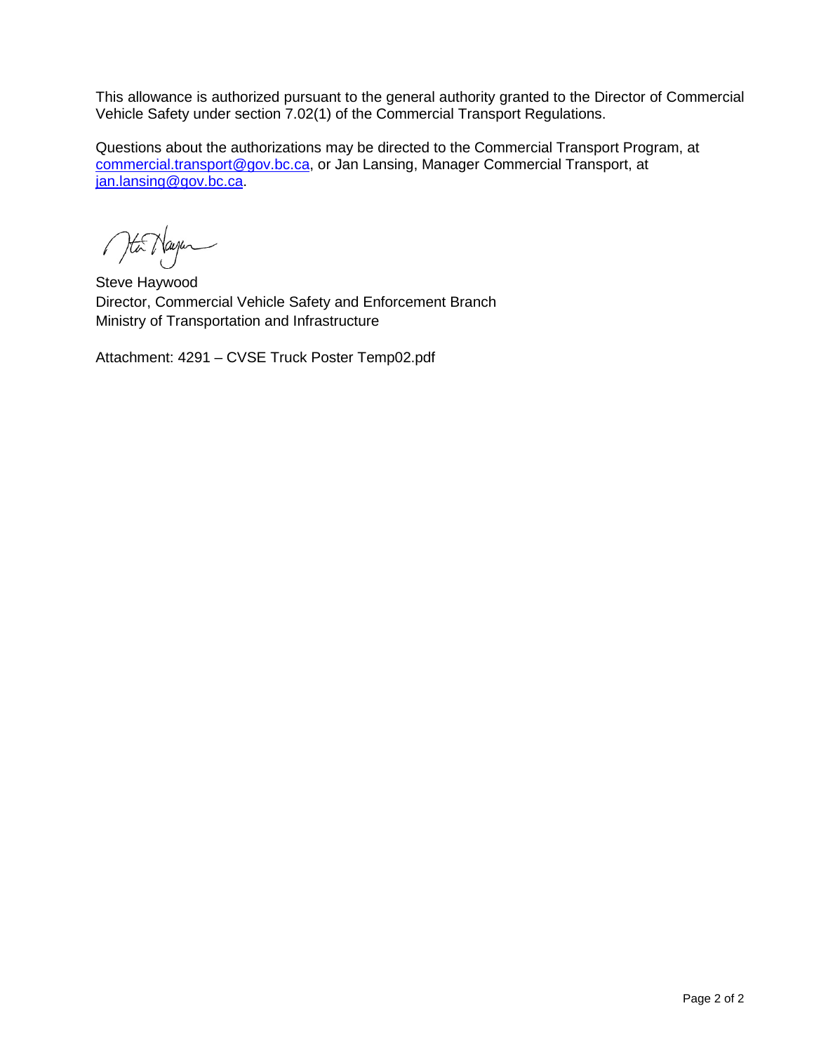This allowance is authorized pursuant to the general authority granted to the Director of Commercial Vehicle Safety under section 7.02(1) of the Commercial Transport Regulations.

Questions about the authorizations may be directed to the Commercial Transport Program, at commercial.transport@gov.bc.ca, or Jan Lansing, Manager Commercial Transport, at jan.lansing@gov.bc.ca.

Steve Haywood
Director, Commercial Vehicle Safety and Enforcement Branch
Ministry of Transportation and Infrastructure

Attachment: 4291 – CVSE Truck Poster Temp02.pdf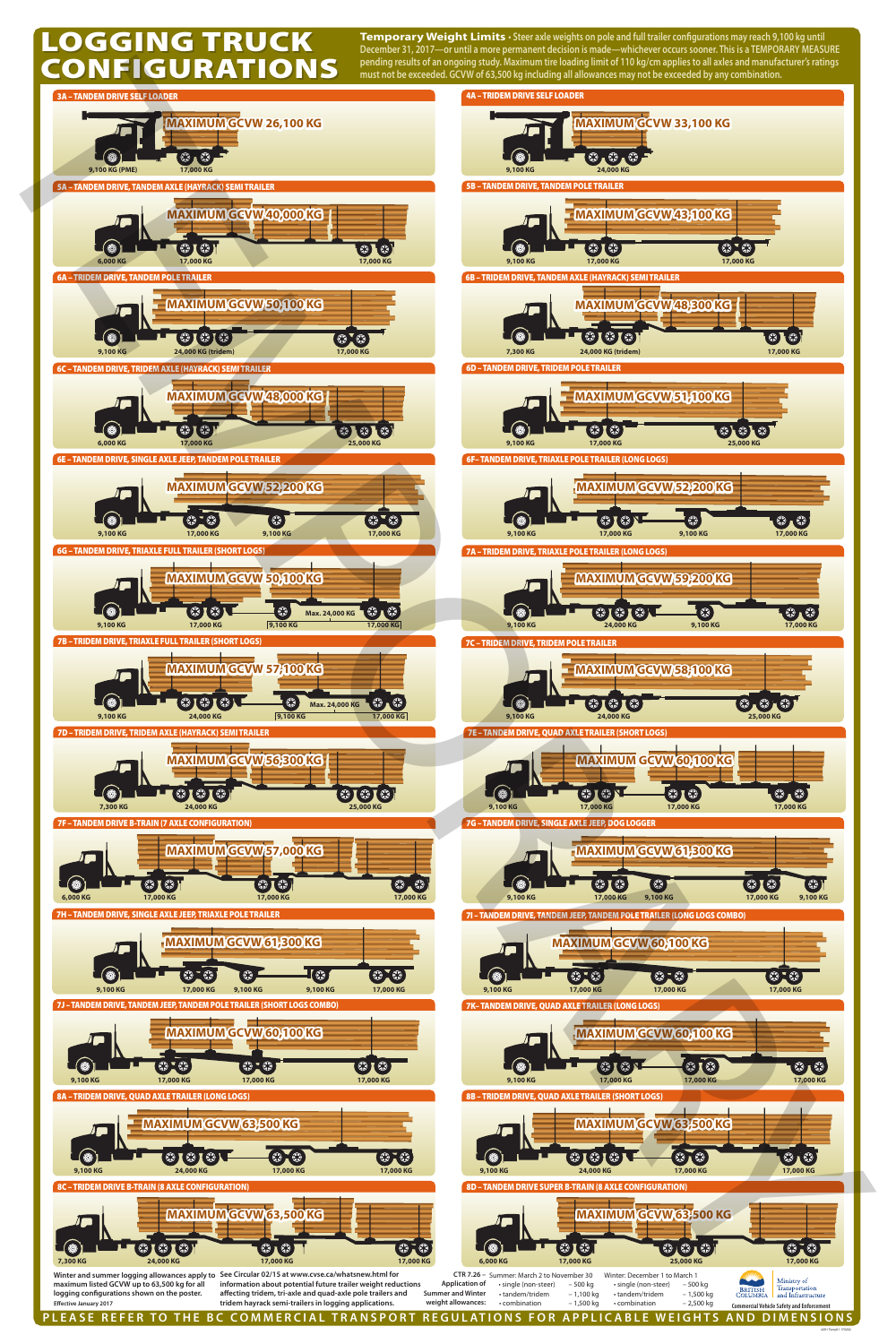# LOGGING TRUCK CONFIGURATIONS

**Temporary Weight Limits** • Steer axle weights on pole and full trailer configurations may reach 9,100 kg until December 31, 2017—or until a more permanent decision is made—whichever occurs sooner. This is a TEMPORARY MEASURE pending results of an ongoing study. Maximum tire loading limit of 110 kg/cm applies to all axles and manufacturer's ratings must not be exceeded. GCVW of 63,500 kg including all allowances may not be exceeded by any combination.

### 3A – TANDEM DRIVE SELF LOADER
MAXIMUM GCVW 26,100 KG
9,100 KG (PME) | 17,000 KG

### 4A – TRIDEM DRIVE SELF LOADER
MAXIMUM GCVW 33,100 KG
9,100 KG | 24,000 KG

### 5A – TANDEM DRIVE, TANDEM AXLE (HAYRACK) SEMI TRAILER
MAXIMUM GCVW 40,000 KG
6,000 KG | 17,000 KG | 17,000 KG

### 5B – TANDEM DRIVE, TANDEM POLE TRAILER
MAXIMUM GCVW 43,100 KG
9,100 KG | 17,000 KG | 17,000 KG

### 6A – TRIDEM DRIVE, TANDEM POLE TRAILER
MAXIMUM GCVW 50,100 KG
9,100 KG | 24,000 KG (tridem) | 17,000 KG

### 6B – TRIDEM DRIVE, TANDEM AXLE (HAYRACK) SEMI TRAILER
MAXIMUM GCVW 48,300 KG
7,300 KG | 24,000 KG (tridem) | 17,000 KG

### 6C – TANDEM DRIVE, TRIDEM AXLE (HAYRACK) SEMI TRAILER
MAXIMUM GCVW 48,000 KG
6,000 KG | 17,000 KG | 25,000 KG

### 6D – TANDEM DRIVE, TRIDEM POLE TRAILER
MAXIMUM GCVW 51,100 KG
9,100 KG | 17,000 KG | 25,000 KG

### 6E – TANDEM DRIVE, SINGLE AXLE JEEP, TANDEM POLE TRAILER
MAXIMUM GCVW 52,200 KG
9,100 KG | 17,000 KG | 9,100 KG | 17,000 KG

### 6F – TANDEM DRIVE, TRIAXLE POLE TRAILER (LONG LOGS)
MAXIMUM GCVW 52,200 KG
9,100 KG | 17,000 KG | 9,100 KG | 17,000 KG

### 6G – TANDEM DRIVE, TRIAXLE FULL TRAILER (SHORT LOGS)
MAXIMUM GCVW 50,100 KG
9,100 KG | 17,000 KG | Max. 24,000 KG: 9,100 KG | 17,000 KG

### 7A – TRIDEM DRIVE, TRIAXLE POLE TRAILER (LONG LOGS)
MAXIMUM GCVW 59,200 KG
9,100 KG | 24,000 KG | 9,100 KG | 17,000 KG

### 7B – TRIDEM DRIVE, TRIAXLE FULL TRAILER (SHORT LOGS)
MAXIMUM GCVW 57,100 KG
9,100 KG | 24,000 KG | Max. 24,000 KG: 9,100 KG | 17,000 KG

### 7C – TRIDEM DRIVE, TRIDEM POLE TRAILER
MAXIMUM GCVW 58,100 KG
9,100 KG | 24,000 KG | 25,000 KG

### 7D – TRIDEM DRIVE, TRIDEM AXLE (HAYRACK) SEMI TRAILER
MAXIMUM GCVW 56,300 KG
7,300 KG | 24,000 KG | 25,000 KG

### 7E – TANDEM DRIVE, QUAD AXLE TRAILER (SHORT LOGS)
MAXIMUM GCVW 60,100 KG
9,100 KG | 17,000 KG | 17,000 KG | 17,000 KG

### 7F – TANDEM DRIVE B-TRAIN (7 AXLE CONFIGURATION)
MAXIMUM GCVW 57,000 KG
6,000 KG | 17,000 KG | 17,000 KG | 17,000 KG

### 7G – TANDEM DRIVE, SINGLE AXLE JEEP, DOG LOGGER
MAXIMUM GCVW 61,300 KG
9,100 KG | 17,000 KG | 9,100 KG | 17,000 KG | 9,100 KG

### 7H – TANDEM DRIVE, SINGLE AXLE JEEP, TRIAXLE POLE TRAILER
MAXIMUM GCVW 61,300 KG
9,100 KG | 17,000 KG | 9,100 KG | 9,100 KG | 17,000 KG

### 7I – TANDEM DRIVE, TANDEM JEEP, TANDEM POLE TRAILER (LONG LOGS COMBO)
MAXIMUM GCVW 60,100 KG
9,100 KG | 17,000 KG | 17,000 KG | 17,000 KG

### 7J – TANDEM DRIVE, TANDEM JEEP, TANDEM POLE TRAILER (SHORT LOGS COMBO)
MAXIMUM GCVW 60,100 KG
9,100 KG | 17,000 KG | 17,000 KG | 17,000 KG

### 7K – TANDEM DRIVE, QUAD AXLE TRAILER (LONG LOGS)
MAXIMUM GCVW 60,100 KG
9,100 KG | 17,000 KG | 17,000 KG | 17,000 KG

### 8A – TRIDEM DRIVE, QUAD AXLE TRAILER (LONG LOGS)
MAXIMUM GCVW 63,500 KG
9,100 KG | 24,000 KG | 17,000 KG | 17,000 KG

### 8B – TRIDEM DRIVE, QUAD AXLE TRAILER (SHORT LOGS)
MAXIMUM GCVW 63,500 KG
9,100 KG | 24,000 KG | 17,000 KG | 17,000 KG

### 8C – TRIDEM DRIVE B-TRAIN (8 AXLE CONFIGURATION)
MAXIMUM GCVW 63,500 KG
7,300 KG | 24,000 KG | 17,000 KG | 17,000 KG

### 8D – TANDEM DRIVE SUPER B-TRAIN (8 AXLE CONFIGURATION)
MAXIMUM GCVW 63,500 KG
6,000 KG | 17,000 KG | 25,000 KG | 17,000 KG

Winter and summer logging allowances apply to maximum listed GCVW up to 63,500 kg for all logging configurations shown on the poster.
Effective January 2017

See Circular 02/15 at www.cvse.ca/whatsnew.html for information about potential future weight reductions affecting tridem, tri-axle and quad-axle pole trailers and tridem hayrack semi-trailers in logging applications.

CTR 7.26 – Application of Summer and Winter weight allowances:

| | Summer: March 2 to November 30 | | Winter: December 1 to March 1 | |
|---|---|---|---|---|
| | • single (non-steer) | ~ 500 kg | • single (non-steer) | ~ 500 kg |
| | • tandem/tridem | ~ 1,100 kg | • tandem/tridem | ~ 1,500 kg |
| | • combination | ~ 1,500 kg | • combination | ~ 2,500 kg |

British Columbia – Ministry of Transportation and Infrastructure
Commercial Vehicle Safety and Enforcement

PLEASE REFER TO THE BC COMMERCIAL TRANSPORT REGULATIONS FOR APPLICABLE WEIGHTS AND DIMENSIONS